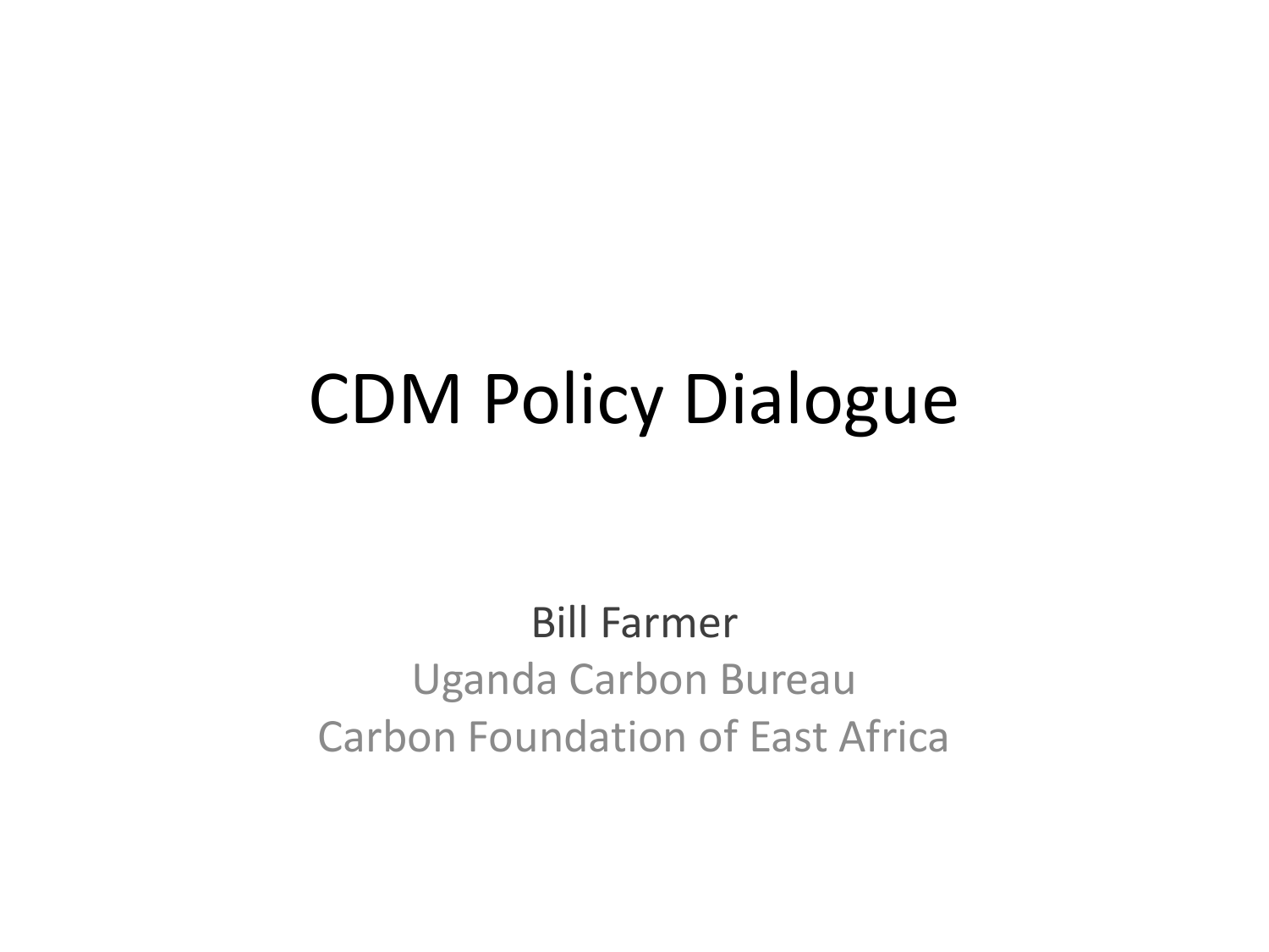# CDM Policy Dialogue

Bill Farmer

Uganda Carbon Bureau

Carbon Foundation of East Africa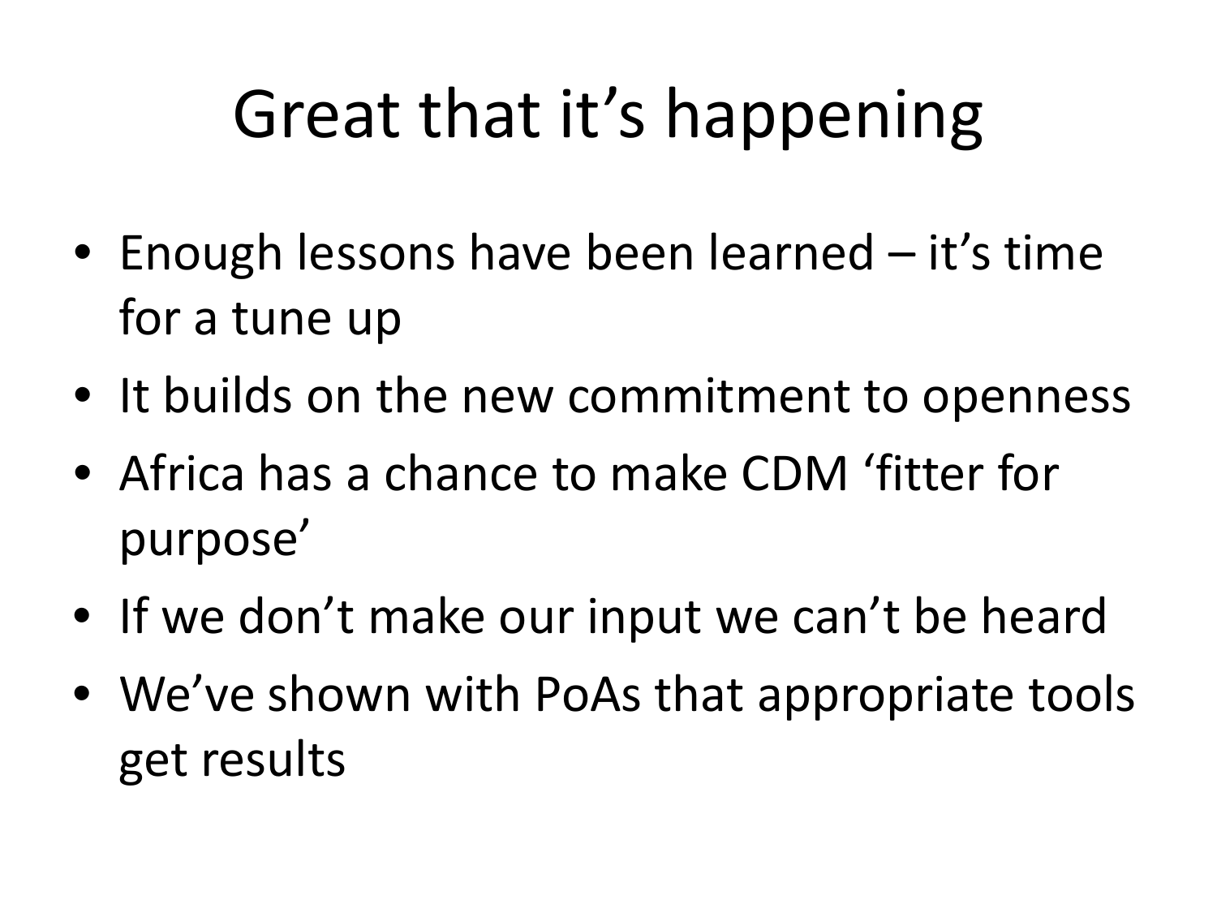# Great that it’s happening

- Enough lessons have been learned – it’s time for a tune up
- It builds on the new commitment to openness
- Africa has a chance to make CDM ‘fitter for purpose’
- If we don’t make our input we can’t be heard
- We’ve shown with PoAs that appropriate tools get results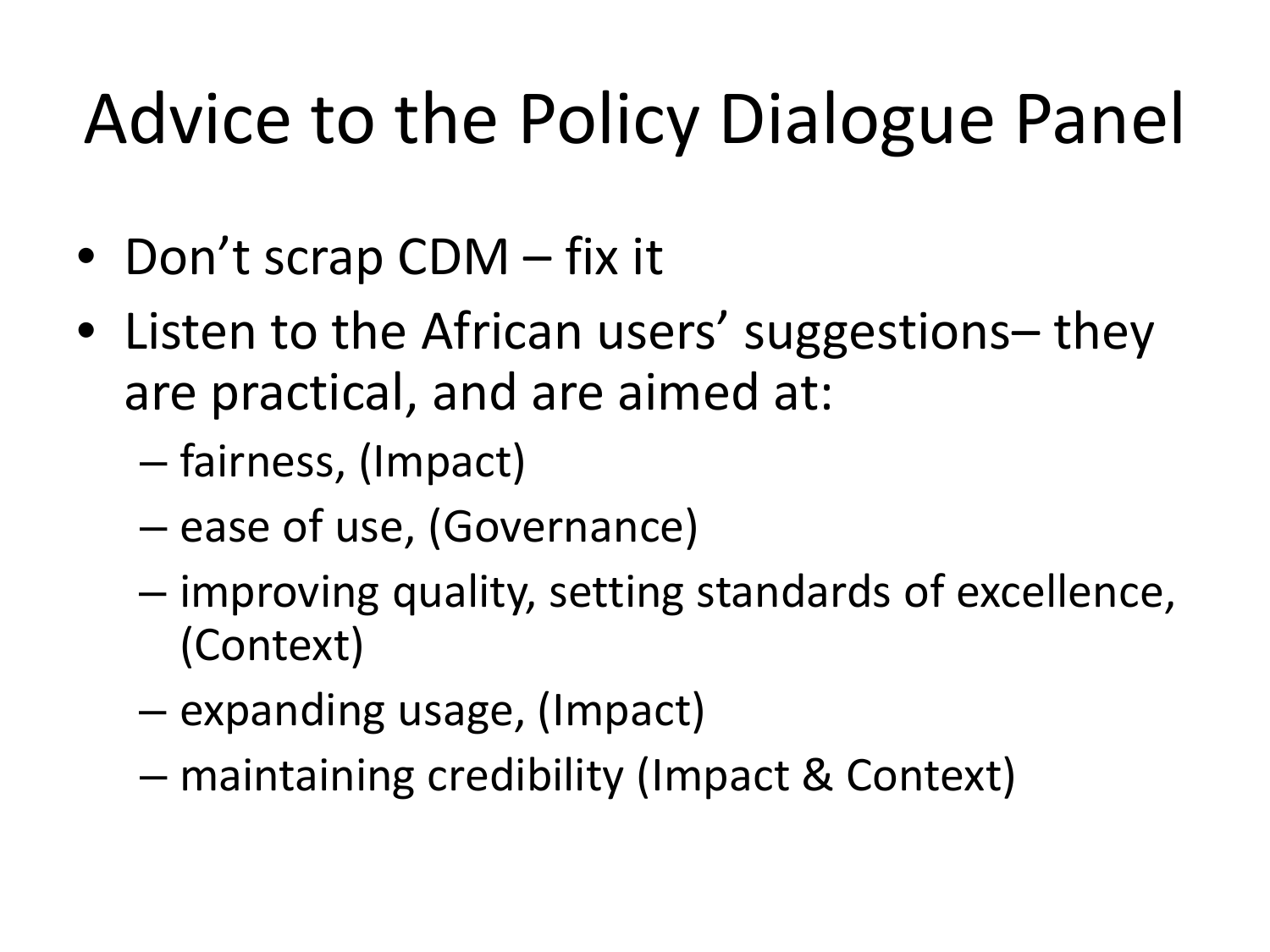# Advice to the Policy Dialogue Panel

- Don't scrap CDM – fix it
- Listen to the African users' suggestions– they are practical, and are aimed at:
  - fairness, (Impact)
  - ease of use, (Governance)
  - improving quality, setting standards of excellence, (Context)
  - expanding usage, (Impact)
  - maintaining credibility (Impact & Context)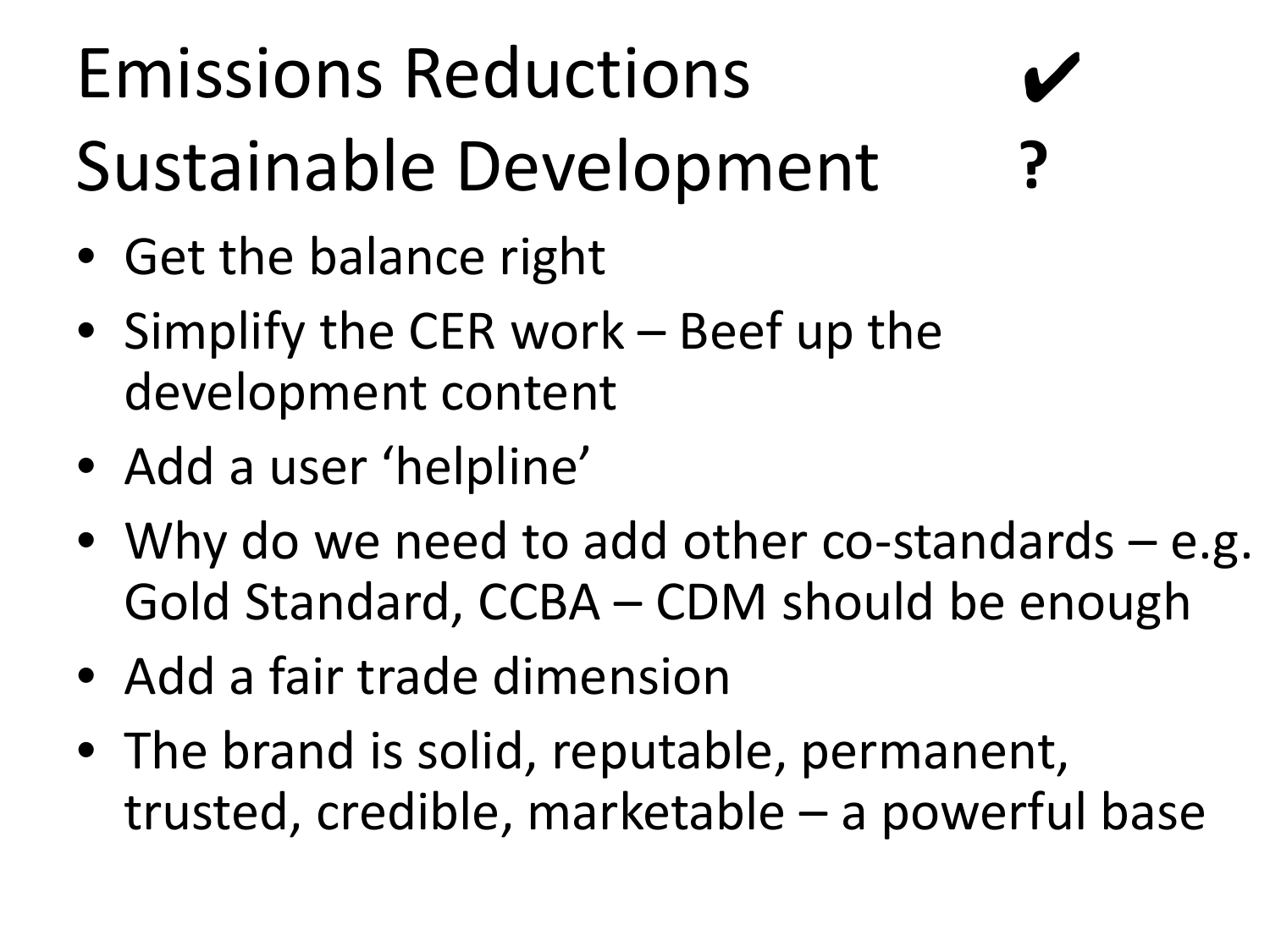# Emissions Reductions ✔
# Sustainable Development ?

- Get the balance right
- Simplify the CER work – Beef up the development content
- Add a user 'helpline'
- Why do we need to add other co-standards – e.g. Gold Standard, CCBA – CDM should be enough
- Add a fair trade dimension
- The brand is solid, reputable, permanent, trusted, credible, marketable – a powerful base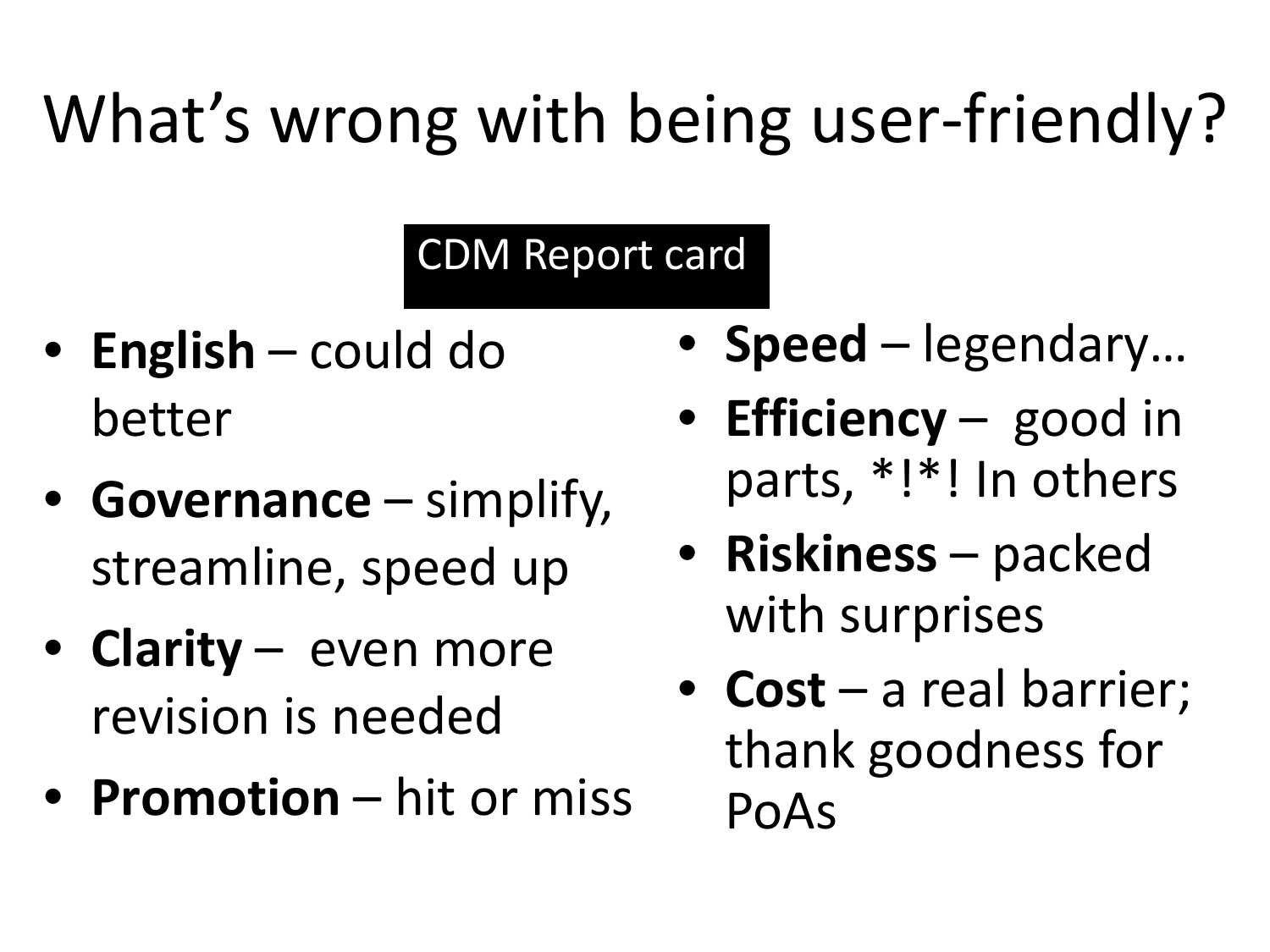# What's wrong with being user-friendly?

CDM Report card

- **English** – could do better
- **Governance** – simplify, streamline, speed up
- **Clarity** – even more revision is needed
- **Promotion** – hit or miss
- **Speed** – legendary…
- **Efficiency** – good in parts, *!*! In others
- **Riskiness** – packed with surprises
- **Cost** – a real barrier; thank goodness for PoAs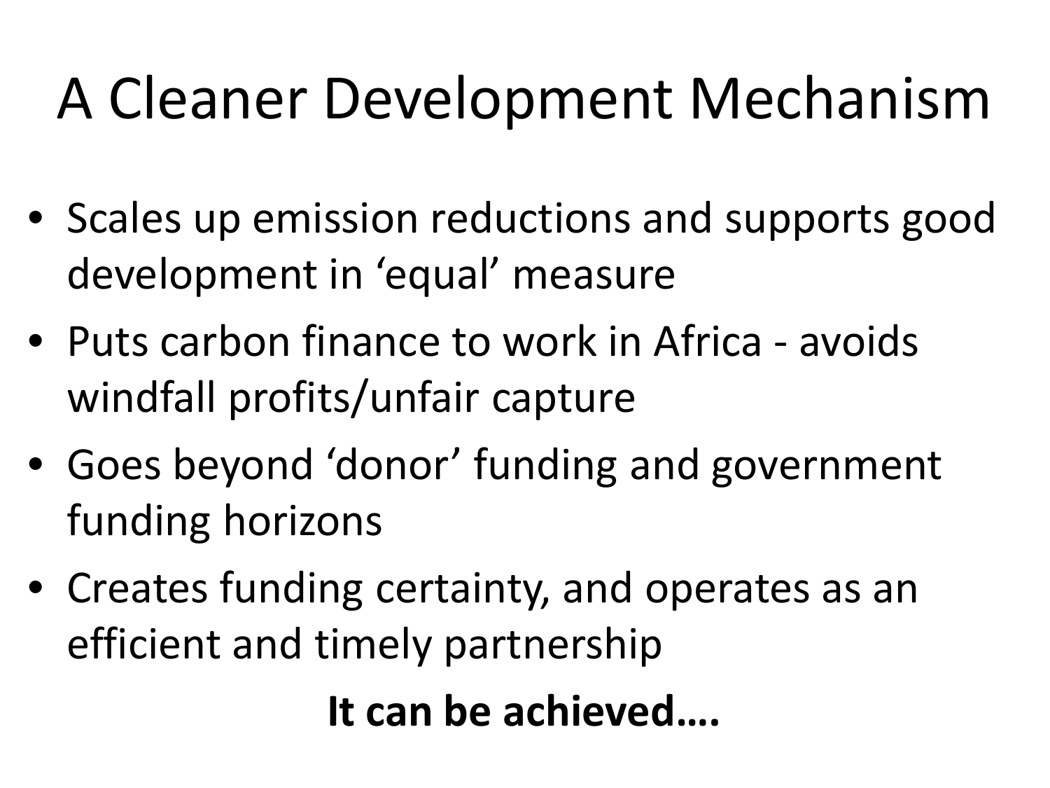# A Cleaner Development Mechanism

- Scales up emission reductions and supports good development in ‘equal’ measure
- Puts carbon finance to work in Africa - avoids windfall profits/unfair capture
- Goes beyond ‘donor’ funding and government funding horizons
- Creates funding certainty, and operates as an efficient and timely partnership

**It can be achieved….**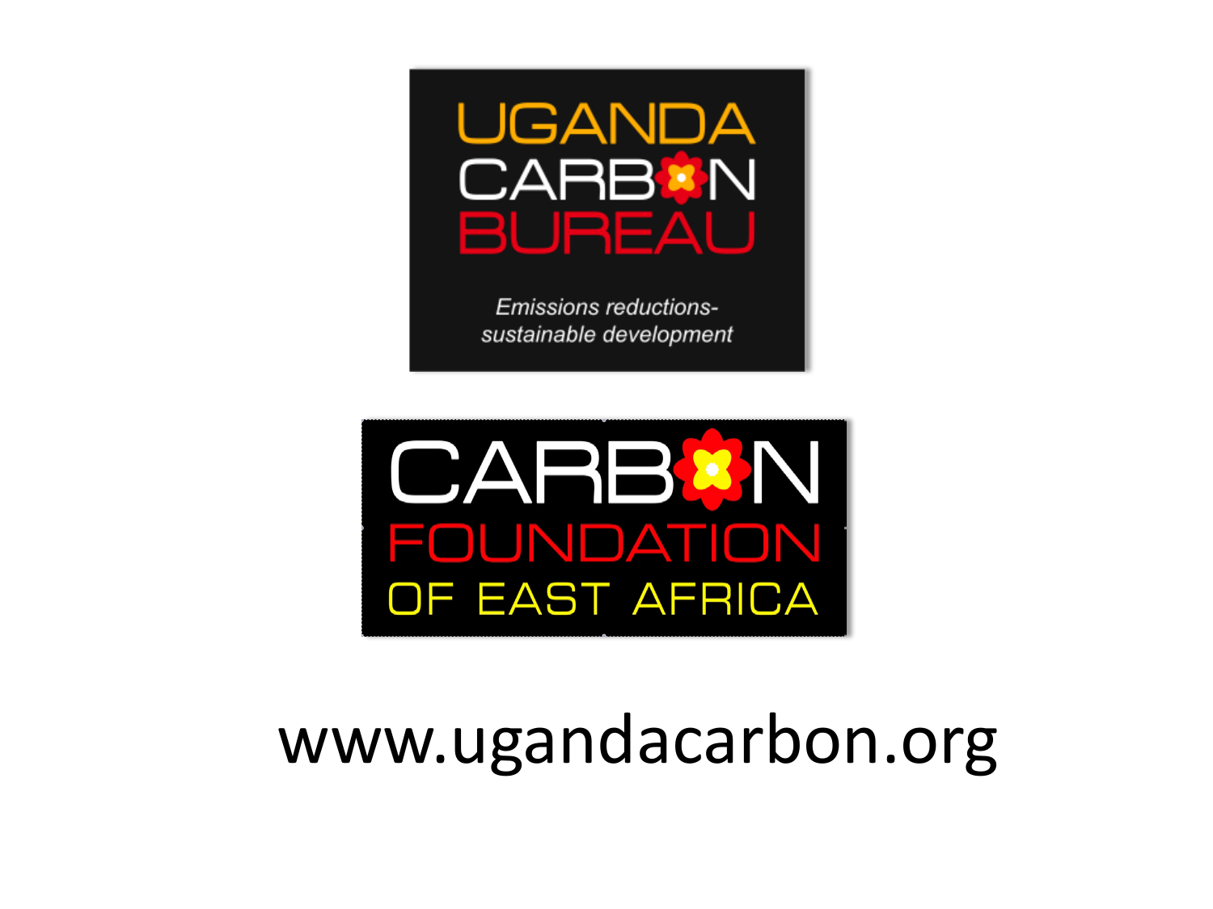UGANDA
CARBON
BUREAU

*Emissions reductions-
sustainable development*

CARBON
FOUNDATION
OF EAST AFRICA

www.ugandacarbon.org